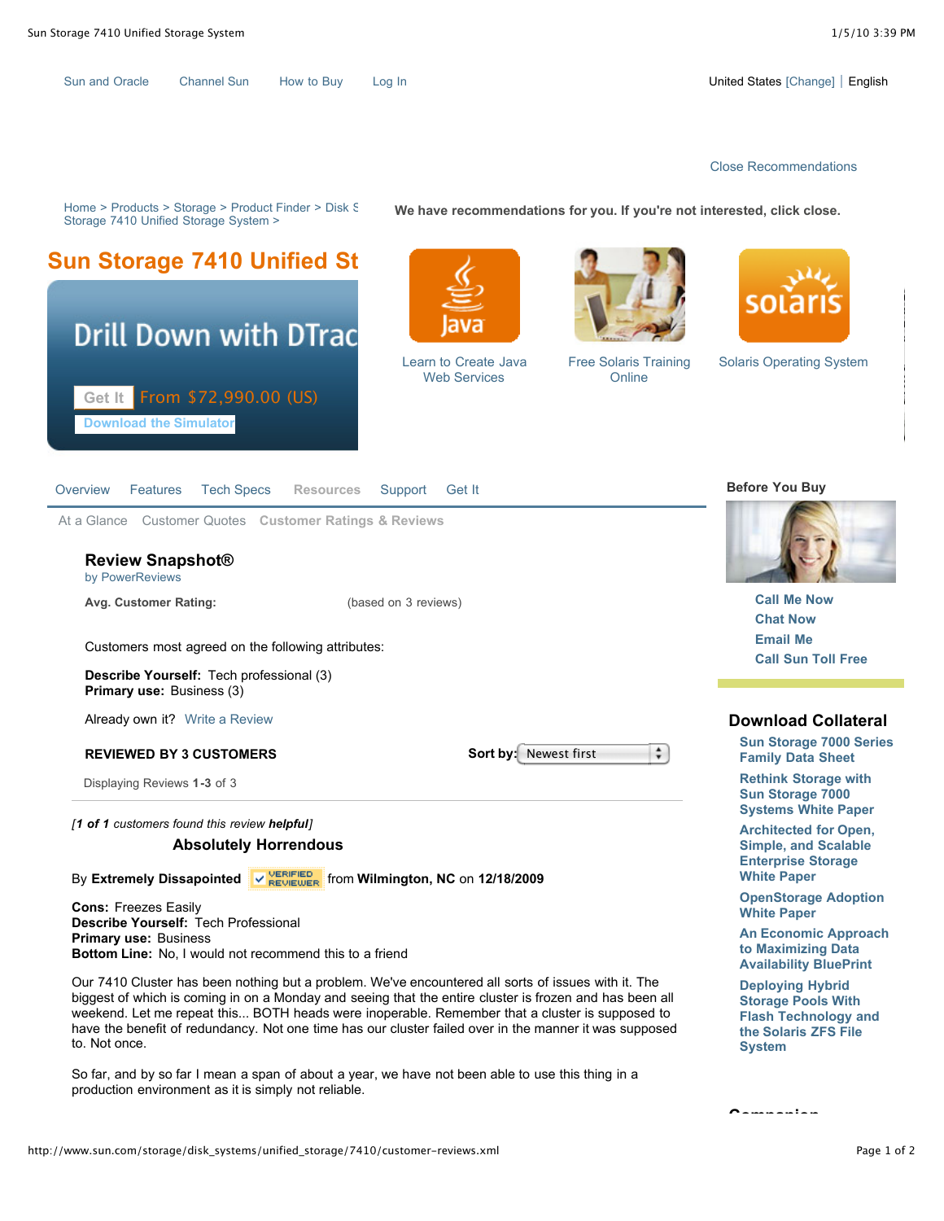Sun and Oracle | Channel Sun | How to Buy | Log In

United States [Change] | English

Close Recommendations

Home > Products > Storage > Product Finder > Disk S Storage 7410 Unified Storage System >

We have recommendations for you. If you're not interested, click close.

Learn to Create Java Web Services

Free Solaris Training Online

Solaris Operating System

# Sun Storage 7410 Unified St

Drill Down with DTrac

Get It From $72,990.00 (US)

Download the Simulator

Overview | Features | Tech Specs | Resources | Support | Get It

At a Glance | Customer Quotes | Customer Ratings & Reviews

## Review Snapshot®

by PowerReviews

**Avg. Customer Rating:** (based on 3 reviews)

Customers most agreed on the following attributes:

**Describe Yourself:** Tech professional (3)
**Primary use:** Business (3)

Already own it? Write a Review

**REVIEWED BY 3 CUSTOMERS**

Sort by: Newest first

Displaying Reviews **1-3** of 3

*[**1** of **1** customers found this review **helpful**]*

### Absolutely Horrendous

By **Extremely Dissapointed** VERIFIED REVIEWER from **Wilmington, NC** on **12/18/2009**

**Cons:** Freezes Easily
**Describe Yourself:** Tech Professional
**Primary use:** Business
**Bottom Line:** No, I would not recommend this to a friend

Our 7410 Cluster has been nothing but a problem. We've encountered all sorts of issues with it. The biggest of which is coming in on a Monday and seeing that the entire cluster is frozen and has been all weekend. Let me repeat this... BOTH heads were inoperable. Remember that a cluster is supposed to have the benefit of redundancy. Not one time has our cluster failed over in the manner it was supposed to. Not once.

So far, and by so far I mean a span of about a year, we have not been able to use this thing in a production environment as it is simply not reliable.

## Before You Buy

Call Me Now
Chat Now
Email Me
Call Sun Toll Free

## Download Collateral

- Sun Storage 7000 Series Family Data Sheet
- Rethink Storage with Sun Storage 7000 Systems White Paper
- Architected for Open, Simple, and Scalable Enterprise Storage White Paper
- OpenStorage Adoption White Paper
- An Economic Approach to Maximizing Data Availability BluePrint
- Deploying Hybrid Storage Pools With Flash Technology and the Solaris ZFS File System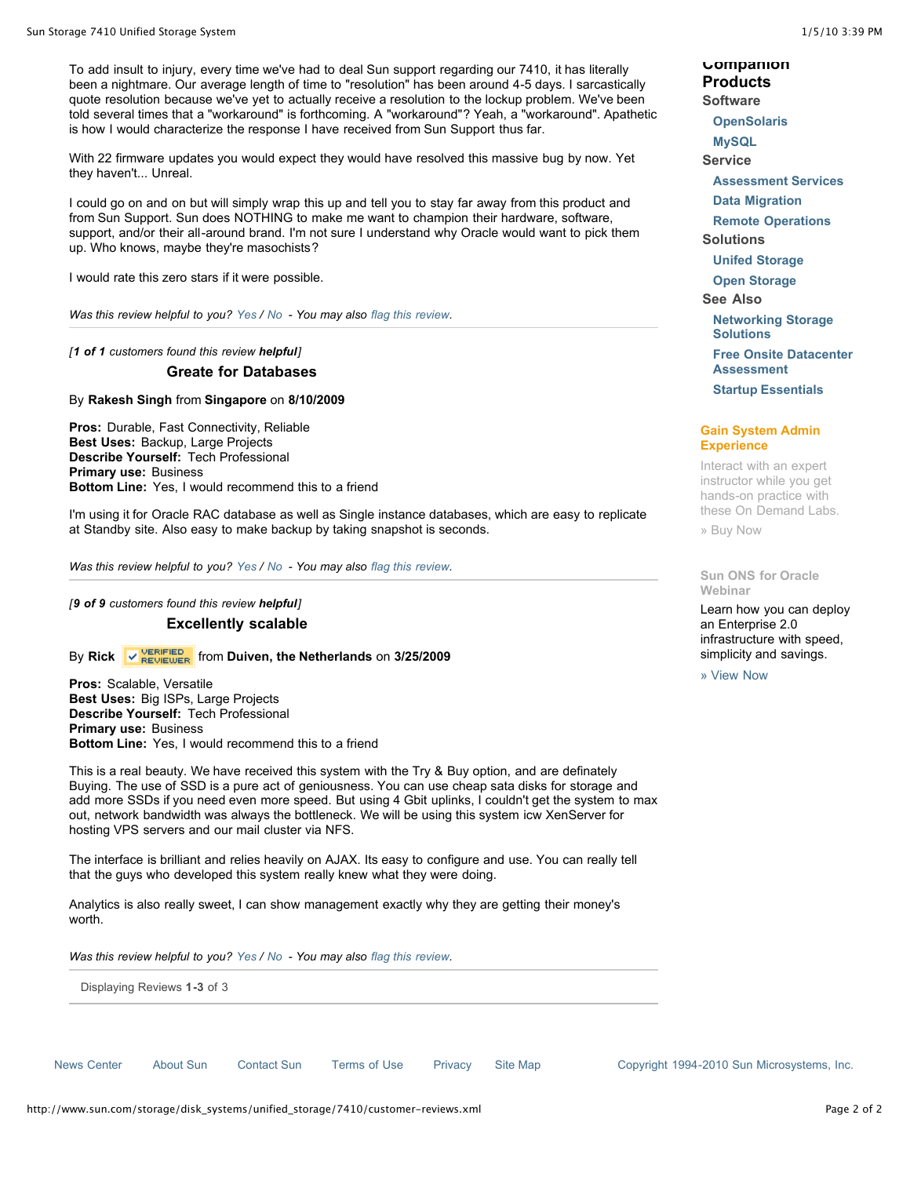To add insult to injury, every time we've had to deal Sun support regarding our 7410, it has literally been a nightmare. Our average length of time to "resolution" has been around 4-5 days. I sarcastically quote resolution because we've yet to actually receive a resolution to the lockup problem. We've been told several times that a "workaround" is forthcoming. A "workaround"? Yeah, a "workaround". Apathetic is how I would characterize the response I have received from Sun Support thus far.

With 22 firmware updates you would expect they would have resolved this massive bug by now. Yet they haven't... Unreal.

I could go on and on but will simply wrap this up and tell you to stay far away from this product and from Sun Support. Sun does NOTHING to make me want to champion their hardware, software, support, and/or their all-around brand. I'm not sure I understand why Oracle would want to pick them up. Who knows, maybe they're masochists?

I would rate this zero stars if it were possible.

*Was this review helpful to you? Yes / No - You may also flag this review.*

---

*[**1 of 1** customers found this review **helpful**]*

### Greate for Databases

By **Rakesh Singh** from **Singapore** on **8/10/2009**

**Pros:** Durable, Fast Connectivity, Reliable
**Best Uses:** Backup, Large Projects
**Describe Yourself:** Tech Professional
**Primary use:** Business
**Bottom Line:** Yes, I would recommend this to a friend

I'm using it for Oracle RAC database as well as Single instance databases, which are easy to replicate at Standby site. Also easy to make backup by taking snapshot is seconds.

*Was this review helpful to you? Yes / No - You may also flag this review.*

---

*[**9 of 9** customers found this review **helpful**]*

### Excellently scalable

By **Rick** VERIFIED REVIEWER from **Duiven, the Netherlands** on **3/25/2009**

**Pros:** Scalable, Versatile
**Best Uses:** Big ISPs, Large Projects
**Describe Yourself:** Tech Professional
**Primary use:** Business
**Bottom Line:** Yes, I would recommend this to a friend

This is a real beauty. We have received this system with the Try & Buy option, and are definately Buying. The use of SSD is a pure act of geniousness. You can use cheap sata disks for storage and add more SSDs if you need even more speed. But using 4 Gbit uplinks, I couldn't get the system to max out, network bandwidth was always the bottleneck. We will be using this system icw XenServer for hosting VPS servers and our mail cluster via NFS.

The interface is brilliant and relies heavily on AJAX. Its easy to configure and use. You can really tell that the guys who developed this system really knew what they were doing.

Analytics is also really sweet, I can show management exactly why they are getting their money's worth.

*Was this review helpful to you? Yes / No - You may also flag this review.*

Displaying Reviews **1-3** of 3

---

## Companion Products

**Software**

- OpenSolaris
- MySQL

**Service**

- Assessment Services
- Data Migration
- Remote Operations

**Solutions**

- Unifed Storage
- Open Storage

**See Also**

- Networking Storage Solutions
- Free Onsite Datacenter Assessment
- Startup Essentials

**Gain System Admin Experience**

Interact with an expert instructor while you get hands-on practice with these On Demand Labs.

» Buy Now

**Sun ONS for Oracle Webinar**

Learn how you can deploy an Enterprise 2.0 infrastructure with speed, simplicity and savings.

» View Now

---

News Center | About Sun | Contact Sun | Terms of Use | Privacy | Site Map

Copyright 1994-2010 Sun Microsystems, Inc.